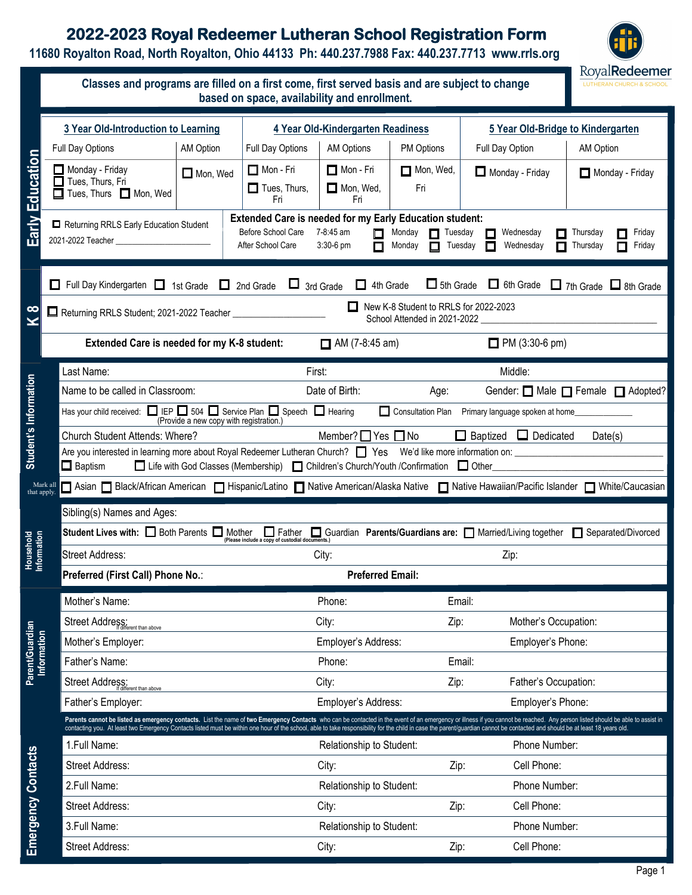# 2022-2023 Royal Redeemer Lutheran School Registration Form

**11680 Royalton Road, North Royalton, Ohio 44133 Ph: 440.237.7988 Fax: 440.237.7713 www.rrls.org**

RoyalRedeemer LUTHERAN CHURCH & SCHOOL

**Classes and programs are filled on a first come, first served basis and are subject to change based on space, availability and enrollment.**

## Early Education

| 3 Year Old-Introduction to Learning | | 4 Year Old-Kindergarten Readiness | | | 5 Year Old-Bridge to Kindergarten | |
|---|---|---|---|---|---|---|
| Full Day Options | AM Option | Full Day Options | AM Options | PM Options | Full Day Option | AM Option |
| ☐ Monday - Friday ☐ Tues, Thurs, Fri ☐ Tues, Thurs ☐ Mon, Wed | ☐ Mon, Wed | ☐ Mon - Fri ☐ Tues, Thurs, Fri | ☐ Mon - Fri ☐ Mon, Wed, Fri | ☐ Mon, Wed, Fri | ☐ Monday - Friday | ☐ Monday - Friday |

☐ Returning RRLS Early Education Student
2021-2022 Teacher ____________________

**Extended Care is needed for my Early Education student:**

| | | | | | | |
|---|---|---|---|---|---|---|
| Before School Care | 7-8:45 am | ☐ Monday | ☐ Tuesday | ☐ Wednesday | ☐ Thursday | ☐ Friday |
| After School Care | 3:30-6 pm | ☐ Monday | ☐ Tuesday | ☐ Wednesday | ☐ Thursday | ☐ Friday |

## K 8

☐ Full Day Kindergarten ☐ 1st Grade ☐ 2nd Grade ☐ 3rd Grade ☐ 4th Grade ☐ 5th Grade ☐ 6th Grade ☐ 7th Grade ☐ 8th Grade

☐ Returning RRLS Student; 2021-2022 Teacher ____________________

☐ New K-8 Student to RRLS for 2022-2023
School Attended in 2021-2022 ________________________________

**Extended Care is needed for my K-8 student:** ☐ AM (7-8:45 am) ☐ PM (3:30-6 pm)

## Student's Information

Last Name: First: Middle:

Name to be called in Classroom: Date of Birth: Age: Gender: ☐ Male ☐ Female ☐ Adopted?

Has your child received: ☐ IEP ☐ 504 ☐ Service Plan ☐ Speech ☐ Hearing ☐ Consultation Plan Primary language spoken at home____________
(Provide a new copy with registration.)

Church Student Attends: Where? Member? ☐ Yes ☐ No ☐ Baptized ☐ Dedicated Date(s)

Are you interested in learning more about Royal Redeemer Lutheran Church? ☐ Yes We'd like more information on: ____________________
☐ Baptism ☐ Life with God Classes (Membership) ☐ Children's Church/Youth /Confirmation ☐ Other____________________

Mark all that apply. ☐ Asian ☐ Black/African American ☐ Hispanic/Latino ☐ Native American/Alaska Native ☐ Native Hawaiian/Pacific Islander ☐ White/Caucasian

## Household Information

Sibling(s) Names and Ages:

**Student Lives with:** ☐ Both Parents ☐ Mother ☐ Father ☐ Guardian **Parents/Guardians are:** ☐ Married/Living together ☐ Separated/Divorced
(Please include a copy of custodial documents.)

Street Address: City: Zip:

**Preferred (First Call) Phone No.**: **Preferred Email:**

## Parent/Guardian Information

Mother's Name: Phone: Email:

Street Address: (If different than above) City: Zip: Mother's Occupation:

Mother's Employer: Employer's Address: Employer's Phone:

Father's Name: Phone: Email:

Street Address: (If different than above) City: Zip: Father's Occupation:

Father's Employer: Employer's Address: Employer's Phone:

## Emergency Contacts

**Parents cannot be listed as emergency contacts.** List the name of **two Emergency Contacts** who can be contacted in the event of an emergency or illness if you cannot be reached. Any person listed should be able to assist in contacting you. At least two Emergency Contacts listed must be within one hour of the school, able to take responsibility for the child in case the parent/guardian cannot be contacted and should be at least 18 years old.

1.Full Name: Relationship to Student: Phone Number:

Street Address: City: Zip: Cell Phone:

2.Full Name: Relationship to Student: Phone Number:

Street Address: City: Zip: Cell Phone:

3.Full Name: Relationship to Student: Phone Number:

Street Address: City: Zip: Cell Phone: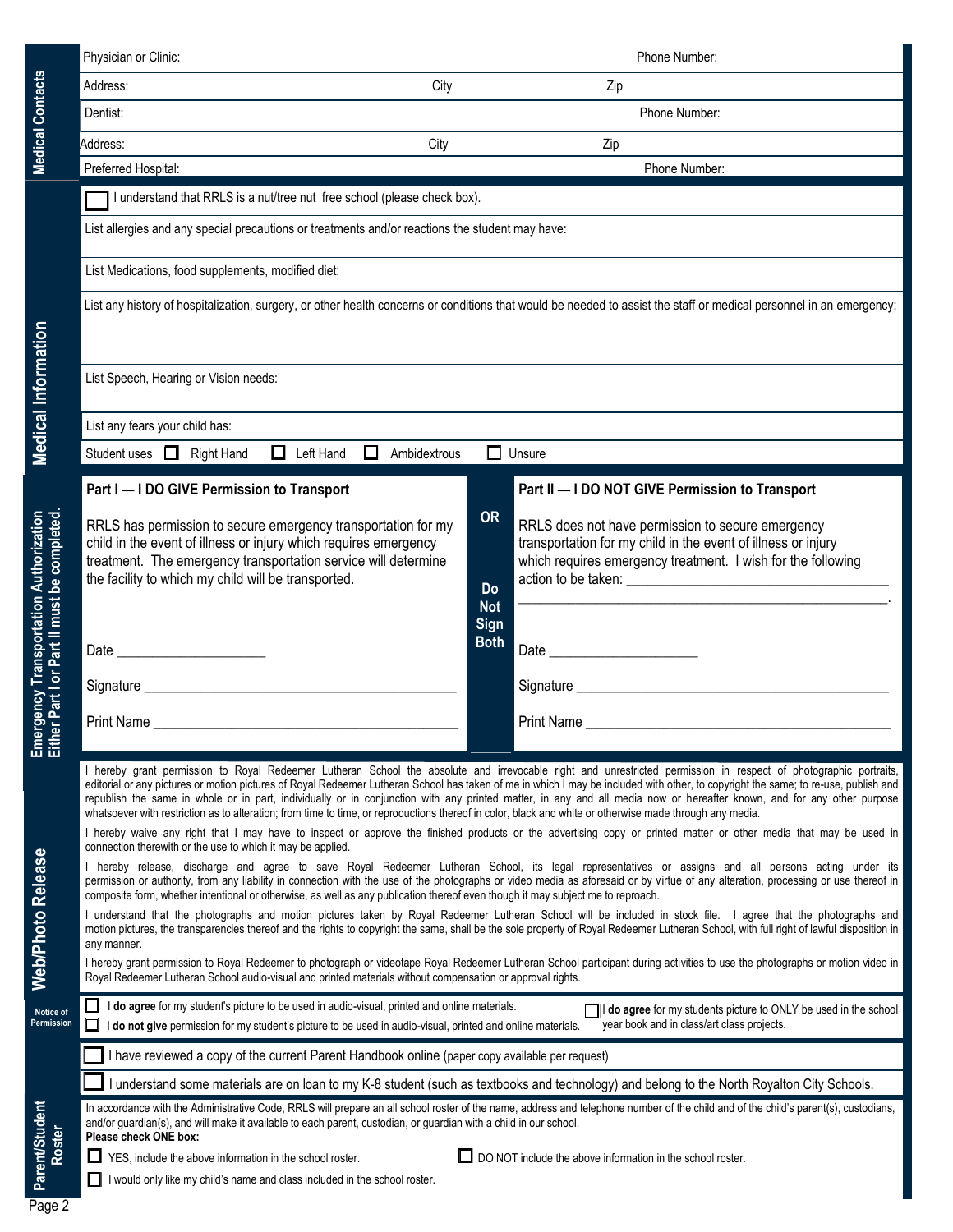## Medical Contacts

| | | |
|---|---|---|
| Physician or Clinic: | | Phone Number: |
| Address: | City | Zip |
| Dentist: | | Phone Number: |
| Address: | City | Zip |
| Preferred Hospital: | | Phone Number: |

## Medical Information

☐ I understand that RRLS is a nut/tree nut free school (please check box).

List allergies and any special precautions or treatments and/or reactions the student may have:

List Medications, food supplements, modified diet:

List any history of hospitalization, surgery, or other health concerns or conditions that would be needed to assist the staff or medical personnel in an emergency:

List Speech, Hearing or Vision needs:

List any fears your child has:

Student uses ☐ Right Hand ☐ Left Hand ☐ Ambidextrous ☐ Unsure

## Emergency Transportation Authorization

**Either Part I or Part II must be completed.**

**Part I — I DO GIVE Permission to Transport**

RRLS has permission to secure emergency transportation for my child in the event of illness or injury which requires emergency treatment. The emergency transportation service will determine the facility to which my child will be transported.

Date ____________________

Signature ____________________________________________

Print Name __________________________________________

**OR**

**Do Not Sign Both**

**Part II — I DO NOT GIVE Permission to Transport**

RRLS does not have permission to secure emergency transportation for my child in the event of illness or injury which requires emergency treatment. I wish for the following action to be taken: ___________________________________
__________________________________________________.

Date ____________________

Signature ____________________________________________

Print Name __________________________________________

## Web/Photo Release

I hereby grant permission to Royal Redeemer Lutheran School the absolute and irrevocable right and unrestricted permission in respect of photographic portraits, editorial or any pictures or motion pictures of Royal Redeemer Lutheran School has taken of me in which I may be included with other, to copyright the same; to re-use, publish and republish the same in whole or in part, individually or in conjunction with any printed matter, in any and all media now or hereafter known, and for any other purpose whatsoever with restriction as to alteration; from time to time, or reproductions thereof in color, black and white or otherwise made through any media.

I hereby waive any right that I may have to inspect or approve the finished products or the advertising copy or printed matter or other media that may be used in connection therewith or the use to which it may be applied.

I hereby release, discharge and agree to save Royal Redeemer Lutheran School, its legal representatives or assigns and all persons acting under its permission or authority, from any liability in connection with the use of the photographs or video media as aforesaid or by virtue of any alteration, processing or use thereof in composite form, whether intentional or otherwise, as well as any publication thereof even though it may subject me to reproach.

I understand that the photographs and motion pictures taken by Royal Redeemer Lutheran School will be included in stock file. I agree that the photographs and motion pictures, the transparencies thereof and the rights to copyright the same, shall be the sole property of Royal Redeemer Lutheran School, with full right of lawful disposition in any manner.

I hereby grant permission to Royal Redeemer to photograph or videotape Royal Redeemer Lutheran School participant during activities to use the photographs or motion video in Royal Redeemer Lutheran School audio-visual and printed materials without compensation or approval rights.

## Notice of Permission

☐ I **do agree** for my student's picture to be used in audio-visual, printed and online materials.

☐ I **do not give** permission for my student's picture to be used in audio-visual, printed and online materials.

☐ I **do agree** for my students picture to ONLY be used in the school year book and in class/art class projects.

☐ I have reviewed a copy of the current Parent Handbook online (paper copy available per request)

☐ I understand some materials are on loan to my K-8 student (such as textbooks and technology) and belong to the North Royalton City Schools.

## Parent/Student Roster

In accordance with the Administrative Code, RRLS will prepare an all school roster of the name, address and telephone number of the child and of the child's parent(s), custodians, and/or guardian(s), and will make it available to each parent, custodian, or guardian with a child in our school.

**Please check ONE box:**

☐ YES, include the above information in the school roster.

☐ DO NOT include the above information in the school roster.

☐ I would only like my child's name and class included in the school roster.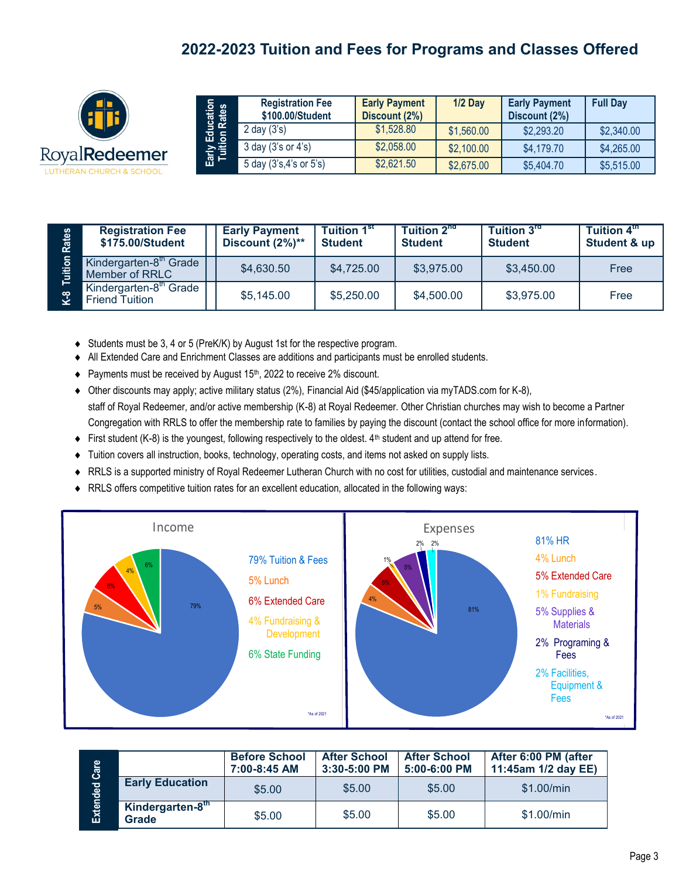## 2022-2023 Tuition and Fees for Programs and Classes Offered

RoyalRedeemer
LUTHERAN CHURCH & SCHOOL

**Early Education Tuition Rates**

| Registration Fee $100.00/Student | Early Payment Discount (2%) | 1/2 Day | Early Payment Discount (2%) | Full Day |
|---|---|---|---|---|
| 2 day (3's) | $1,528.80 | $1,560.00 | $2,293.20 | $2,340.00 |
| 3 day (3's or 4's) | $2,058.00 | $2,100.00 | $4,179.70 | $4,265.00 |
| 5 day (3's,4's or 5's) | $2,621.50 | $2,675.00 | $5,404.70 | $5,515.00 |

**K-8 Tuition Rates**

| Registration Fee $175.00/Student | Early Payment Discount (2%)** | Tuition 1st Student | Tuition 2nd Student | Tuition 3rd Student | Tuition 4th Student & up |
|---|---|---|---|---|---|
| Kindergarten-8th Grade Member of RRLC | $4,630.50 | $4,725.00 | $3,975.00 | $3,450.00 | Free |
| Kindergarten-8th Grade Friend Tuition | $5,145.00 | $5,250.00 | $4,500.00 | $3,975.00 | Free |

- Students must be 3, 4 or 5 (PreK/K) by August 1st for the respective program.
- All Extended Care and Enrichment Classes are additions and participants must be enrolled students.
- Payments must be received by August 15th, 2022 to receive 2% discount.
- Other discounts may apply; active military status (2%), Financial Aid ($45/application via myTADS.com for K-8), staff of Royal Redeemer, and/or active membership (K-8) at Royal Redeemer. Other Christian churches may wish to become a Partner Congregation with RRLS to offer the membership rate to families by paying the discount (contact the school office for more information).
- First student (K-8) is the youngest, following respectively to the oldest. 4th student and up attend for free.
- Tuition covers all instruction, books, technology, operating costs, and items not asked on supply lists.
- RRLS is a supported ministry of Royal Redeemer Lutheran Church with no cost for utilities, custodial and maintenance services.
- RRLS offers competitive tuition rates for an excellent education, allocated in the following ways:

**Income**

- 79% Tuition & Fees
- 5% Lunch
- 6% Extended Care
- 4% Fundraising & Development
- 6% State Funding

*As of 2021

**Expenses**

- 81% HR
- 4% Lunch
- 5% Extended Care
- 1% Fundraising
- 5% Supplies & Materials
- 2% Programing & Fees
- 2% Facilities, Equipment & Fees

*As of 2021

**Extended Care**

| | Before School 7:00-8:45 AM | After School 3:30-5:00 PM | After School 5:00-6:00 PM | After 6:00 PM (after 11:45am 1/2 day EE) |
|---|---|---|---|---|
| **Early Education** | $5.00 | $5.00 | $5.00 | $1.00/min |
| **Kindergarten-8th Grade** | $5.00 | $5.00 | $5.00 | $1.00/min |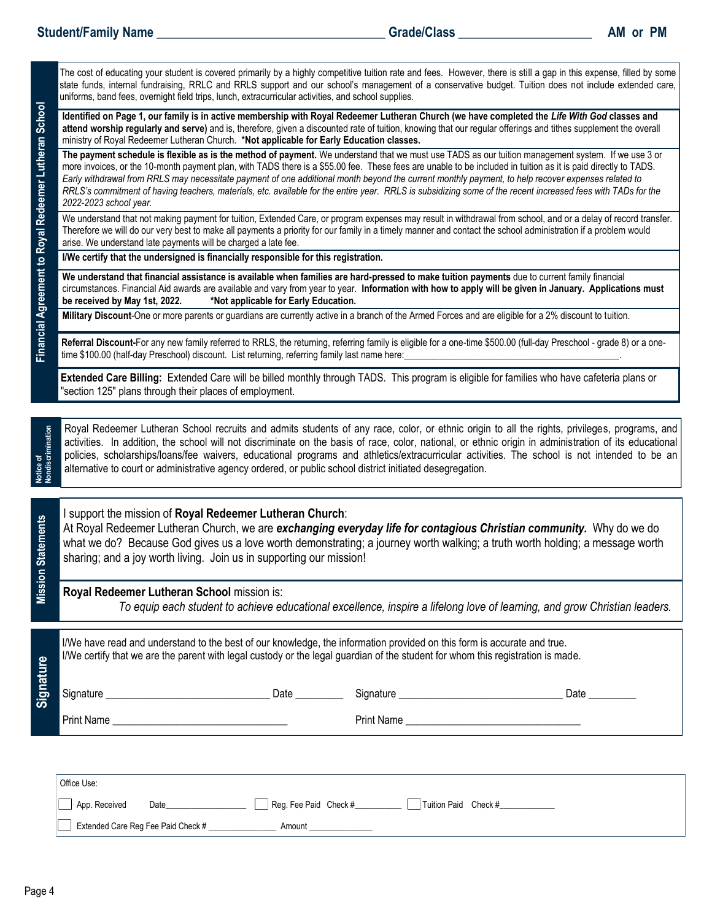Student/Family Name ___________________________________ Grade/Class ____________________ AM or PM

## Financial Agreement to Royal Redeemer Lutheran School

The cost of educating your student is covered primarily by a highly competitive tuition rate and fees. However, there is still a gap in this expense, filled by some state funds, internal fundraising, RRLC and RRLS support and our school's management of a conservative budget. Tuition does not include extended care, uniforms, band fees, overnight field trips, lunch, extracurricular activities, and school supplies.

**Identified on Page 1, our family is in active membership with Royal Redeemer Lutheran Church (we have completed the *Life With God* classes and attend worship regularly and serve)** and is, therefore, given a discounted rate of tuition, knowing that our regular offerings and tithes supplement the overall ministry of Royal Redeemer Lutheran Church. ***Not applicable for Early Education classes.**

**The payment schedule is flexible as is the method of payment.** We understand that we must use TADS as our tuition management system. If we use 3 or more invoices, or the 10-month payment plan, with TADS there is a $55.00 fee. These fees are unable to be included in tuition as it is paid directly to TADS. *Early withdrawal from RRLS may necessitate payment of one additional month beyond the current monthly payment, to help recover expenses related to RRLS's commitment of having teachers, materials, etc. available for the entire year. RRLS is subsidizing some of the recent increased fees with TADs for the 2022-2023 school year.*

We understand that not making payment for tuition, Extended Care, or program expenses may result in withdrawal from school, and or a delay of record transfer. Therefore we will do our very best to make all payments a priority for our family in a timely manner and contact the school administration if a problem would arise. We understand late payments will be charged a late fee.

**I/We certify that the undersigned is financially responsible for this registration.**

**We understand that financial assistance is available when families are hard-pressed to make tuition payments** due to current family financial circumstances. Financial Aid awards are available and vary from year to year. **Information with how to apply will be given in January. Applications must be received by May 1st, 2022. *Not applicable for Early Education.**

**Military Discount**-One or more parents or guardians are currently active in a branch of the Armed Forces and are eligible for a 2% discount to tuition.

**Referral Discount-**For any new family referred to RRLS, the returning, referring family is eligible for a one-time $500.00 (full-day Preschool - grade 8) or a one-time $100.00 (half-day Preschool) discount. List returning, referring family last name here:_____________________________________________.

**Extended Care Billing:** Extended Care will be billed monthly through TADS. This program is eligible for families who have cafeteria plans or "section 125" plans through their places of employment.

## Notice of Nondiscrimination

Royal Redeemer Lutheran School recruits and admits students of any race, color, or ethnic origin to all the rights, privileges, programs, and activities. In addition, the school will not discriminate on the basis of race, color, national, or ethnic origin in administration of its educational policies, scholarships/loans/fee waivers, educational programs and athletics/extracurricular activities. The school is not intended to be an alternative to court or administrative agency ordered, or public school district initiated desegregation.

## Mission Statements

I support the mission of **Royal Redeemer Lutheran Church**:
At Royal Redeemer Lutheran Church, we are ***exchanging everyday life for contagious Christian community.*** Why do we do what we do? Because God gives us a love worth demonstrating; a journey worth walking; a truth worth holding; a message worth sharing; and a joy worth living. Join us in supporting our mission!

**Royal Redeemer Lutheran School** mission is:
*To equip each student to achieve educational excellence, inspire a lifelong love of learning, and grow Christian leaders.*

## Signature

I/We have read and understand to the best of our knowledge, the information provided on this form is accurate and true.
I/We certify that we are the parent with legal custody or the legal guardian of the student for whom this registration is made.

Signature ______________________________ Date _________ Signature ______________________________ Date _________

Print Name ________________________________ Print Name ________________________________

Office Use:

☐ App. Received Date__________________ ☐ Reg. Fee Paid Check #__________ ☐ Tuition Paid Check #____________

☐ Extended Care Reg Fee Paid Check # _______________ Amount ______________